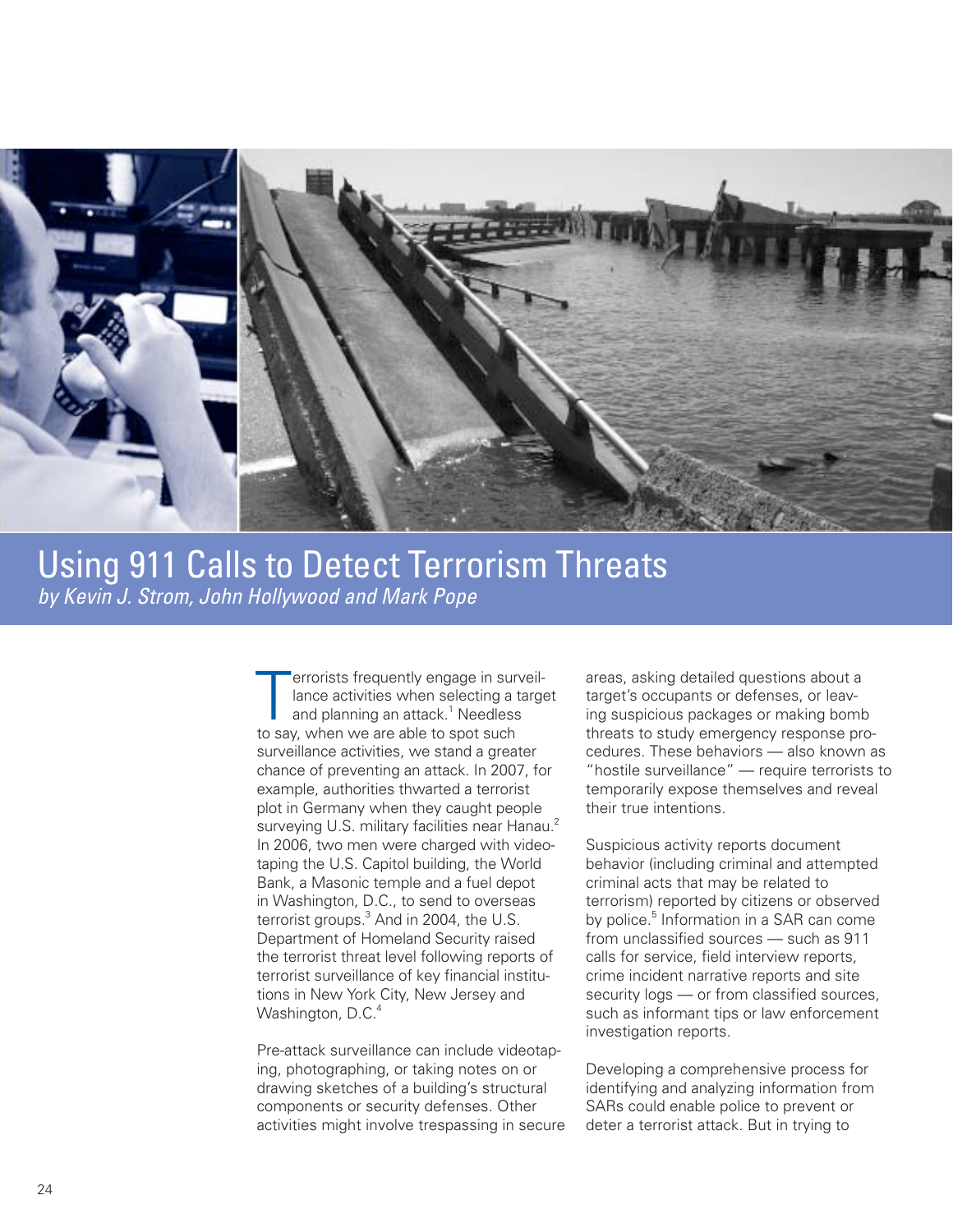# Using 911 Calls to Detect Terrorism Threats

*by Kevin J. Strom, John Hollywood and Mark Pope*

Terrorists frequently engage in surveillance activities when selecting a target and planning an attack.[1] Needless to say, when we are able to spot such surveillance activities, we stand a greater chance of preventing an attack. In 2007, for example, authorities thwarted a terrorist plot in Germany when they caught people surveying U.S. military facilities near Hanau.[2] In 2006, two men were charged with videotaping the U.S. Capitol building, the World Bank, a Masonic temple and a fuel depot in Washington, D.C., to send to overseas terrorist groups.[3] And in 2004, the U.S. Department of Homeland Security raised the terrorist threat level following reports of terrorist surveillance of key financial institutions in New York City, New Jersey and Washington, D.C.[4]

Pre-attack surveillance can include videotaping, photographing, or taking notes on or drawing sketches of a building's structural components or security defenses. Other activities might involve trespassing in secure areas, asking detailed questions about a target's occupants or defenses, or leaving suspicious packages or making bomb threats to study emergency response procedures. These behaviors — also known as "hostile surveillance" — require terrorists to temporarily expose themselves and reveal their true intentions.

Suspicious activity reports document behavior (including criminal and attempted criminal acts that may be related to terrorism) reported by citizens or observed by police.[5] Information in a SAR can come from unclassified sources — such as 911 calls for service, field interview reports, crime incident narrative reports and site security logs — or from classified sources, such as informant tips or law enforcement investigation reports.

Developing a comprehensive process for identifying and analyzing information from SARs could enable police to prevent or deter a terrorist attack. But in trying to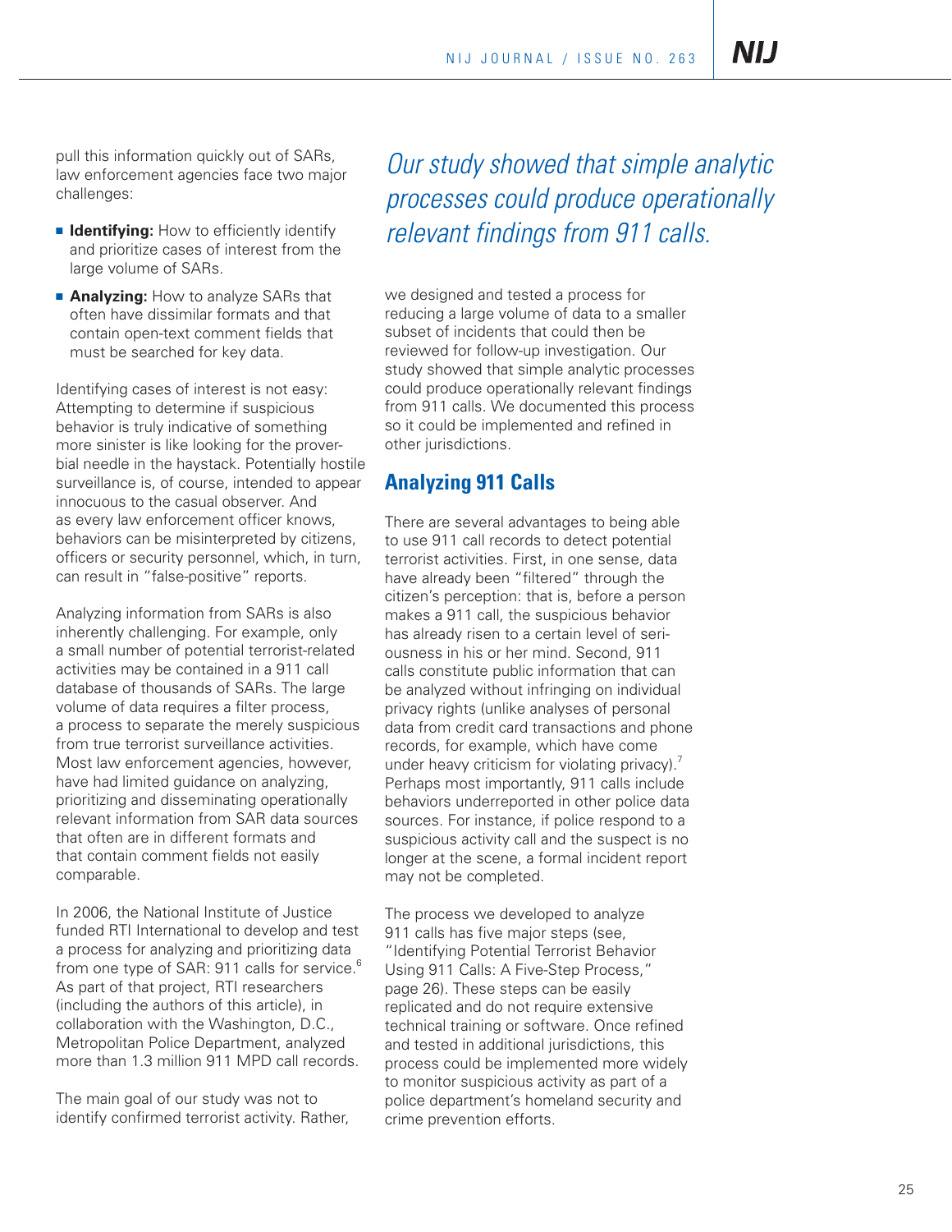pull this information quickly out of SARs, law enforcement agencies face two major challenges:

- **Identifying:** How to efficiently identify and prioritize cases of interest from the large volume of SARs.
- **Analyzing:** How to analyze SARs that often have dissimilar formats and that contain open-text comment fields that must be searched for key data.

Identifying cases of interest is not easy: Attempting to determine if suspicious behavior is truly indicative of something more sinister is like looking for the proverbial needle in the haystack. Potentially hostile surveillance is, of course, intended to appear innocuous to the casual observer. And as every law enforcement officer knows, behaviors can be misinterpreted by citizens, officers or security personnel, which, in turn, can result in "false-positive" reports.

Analyzing information from SARs is also inherently challenging. For example, only a small number of potential terrorist-related activities may be contained in a 911 call database of thousands of SARs. The large volume of data requires a filter process, a process to separate the merely suspicious from true terrorist surveillance activities. Most law enforcement agencies, however, have had limited guidance on analyzing, prioritizing and disseminating operationally relevant information from SAR data sources that often are in different formats and that contain comment fields not easily comparable.

In 2006, the National Institute of Justice funded RTI International to develop and test a process for analyzing and prioritizing data from one type of SAR: 911 calls for service.[6] As part of that project, RTI researchers (including the authors of this article), in collaboration with the Washington, D.C., Metropolitan Police Department, analyzed more than 1.3 million 911 MPD call records.

The main goal of our study was not to identify confirmed terrorist activity. Rather, we designed and tested a process for reducing a large volume of data to a smaller subset of incidents that could then be reviewed for follow-up investigation. Our study showed that simple analytic processes could produce operationally relevant findings from 911 calls. We documented this process so it could be implemented and refined in other jurisdictions.

*Our study showed that simple analytic processes could produce operationally relevant findings from 911 calls.*

## Analyzing 911 Calls

There are several advantages to being able to use 911 call records to detect potential terrorist activities. First, in one sense, data have already been "filtered" through the citizen's perception: that is, before a person makes a 911 call, the suspicious behavior has already risen to a certain level of seriousness in his or her mind. Second, 911 calls constitute public information that can be analyzed without infringing on individual privacy rights (unlike analyses of personal data from credit card transactions and phone records, for example, which have come under heavy criticism for violating privacy).[7] Perhaps most importantly, 911 calls include behaviors underreported in other police data sources. For instance, if police respond to a suspicious activity call and the suspect is no longer at the scene, a formal incident report may not be completed.

The process we developed to analyze 911 calls has five major steps (see, "Identifying Potential Terrorist Behavior Using 911 Calls: A Five-Step Process," page 26). These steps can be easily replicated and do not require extensive technical training or software. Once refined and tested in additional jurisdictions, this process could be implemented more widely to monitor suspicious activity as part of a police department's homeland security and crime prevention efforts.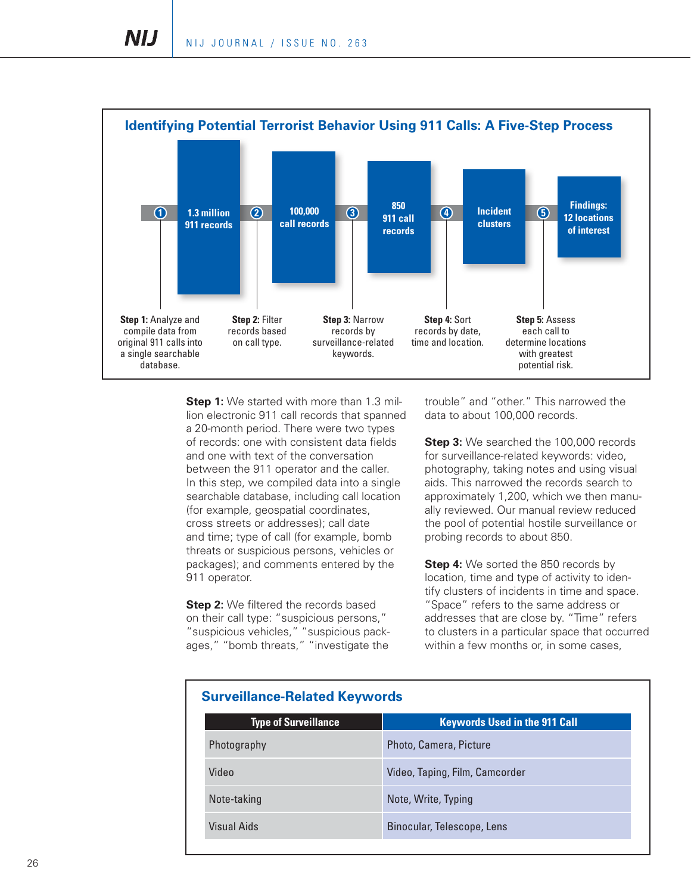## Identifying Potential Terrorist Behavior Using 911 Calls: A Five-Step Process

| Step | Result |
|---|---|
| **Step 1:** Analyze and compile data from original 911 calls into a single searchable database. | 1.3 million 911 records |
| **Step 2:** Filter records based on call type. | 100,000 call records |
| **Step 3:** Narrow records by surveillance-related keywords. | 850 911 call records |
| **Step 4:** Sort records by date, time and location. | Incident clusters |
| **Step 5:** Assess each call to determine locations with greatest potential risk. | Findings: 12 locations of interest |

**Step 1:** We started with more than 1.3 million electronic 911 call records that spanned a 20-month period. There were two types of records: one with consistent data fields and one with text of the conversation between the 911 operator and the caller. In this step, we compiled data into a single searchable database, including call location (for example, geospatial coordinates, cross streets or addresses); call date and time; type of call (for example, bomb threats or suspicious persons, vehicles or packages); and comments entered by the 911 operator.

**Step 2:** We filtered the records based on their call type: "suspicious persons," "suspicious vehicles," "suspicious packages," "bomb threats," "investigate the trouble" and "other." This narrowed the data to about 100,000 records.

**Step 3:** We searched the 100,000 records for surveillance-related keywords: video, photography, taking notes and using visual aids. This narrowed the records search to approximately 1,200, which we then manually reviewed. Our manual review reduced the pool of potential hostile surveillance or probing records to about 850.

**Step 4:** We sorted the 850 records by location, time and type of activity to identify clusters of incidents in time and space. "Space" refers to the same address or addresses that are close by. "Time" refers to clusters in a particular space that occurred within a few months or, in some cases,

### Surveillance-Related Keywords

| Type of Surveillance | Keywords Used in the 911 Call |
|---|---|
| Photography | Photo, Camera, Picture |
| Video | Video, Taping, Film, Camcorder |
| Note-taking | Note, Write, Typing |
| Visual Aids | Binocular, Telescope, Lens |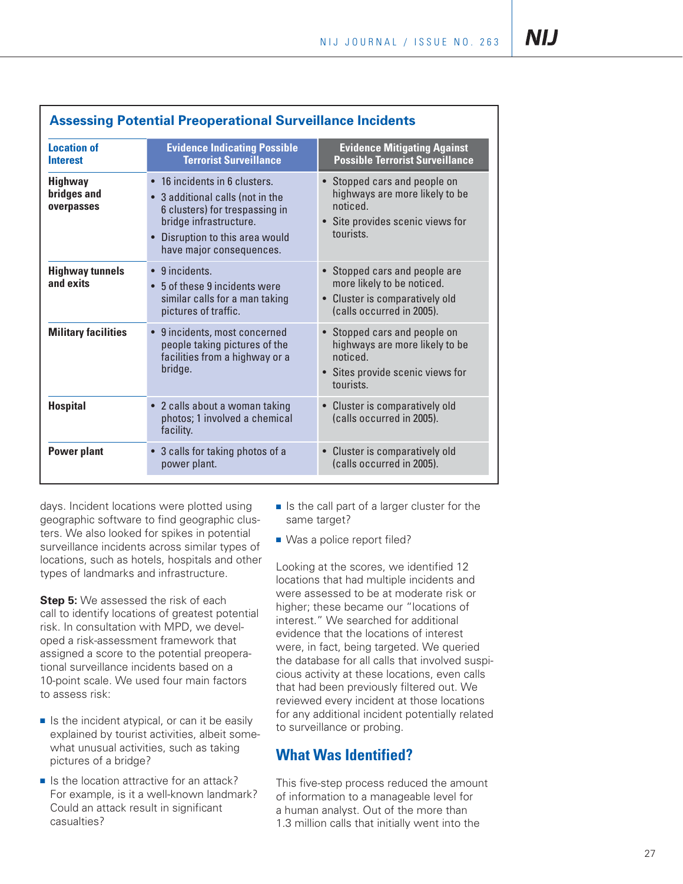## Assessing Potential Preoperational Surveillance Incidents

| Location of Interest | Evidence Indicating Possible Terrorist Surveillance | Evidence Mitigating Against Possible Terrorist Surveillance |
|---|---|---|
| **Highway bridges and overpasses** | • 16 incidents in 6 clusters.<br>• 3 additional calls (not in the 6 clusters) for trespassing in bridge infrastructure.<br>• Disruption to this area would have major consequences. | • Stopped cars and people on highways are more likely to be noticed.<br>• Site provides scenic views for tourists. |
| **Highway tunnels and exits** | • 9 incidents.<br>• 5 of these 9 incidents were similar calls for a man taking pictures of traffic. | • Stopped cars and people are more likely to be noticed.<br>• Cluster is comparatively old (calls occurred in 2005). |
| **Military facilities** | • 9 incidents, most concerned people taking pictures of the facilities from a highway or a bridge. | • Stopped cars and people on highways are more likely to be noticed.<br>• Sites provide scenic views for tourists. |
| **Hospital** | • 2 calls about a woman taking photos; 1 involved a chemical facility. | • Cluster is comparatively old (calls occurred in 2005). |
| **Power plant** | • 3 calls for taking photos of a power plant. | • Cluster is comparatively old (calls occurred in 2005). |

days. Incident locations were plotted using geographic software to find geographic clusters. We also looked for spikes in potential surveillance incidents across similar types of locations, such as hotels, hospitals and other types of landmarks and infrastructure.

**Step 5:** We assessed the risk of each call to identify locations of greatest potential risk. In consultation with MPD, we developed a risk-assessment framework that assigned a score to the potential preoperational surveillance incidents based on a 10-point scale. We used four main factors to assess risk:

- Is the incident atypical, or can it be easily explained by tourist activities, albeit somewhat unusual activities, such as taking pictures of a bridge?
- Is the location attractive for an attack? For example, is it a well-known landmark? Could an attack result in significant casualties?
- Is the call part of a larger cluster for the same target?
- Was a police report filed?

Looking at the scores, we identified 12 locations that had multiple incidents and were assessed to be at moderate risk or higher; these became our "locations of interest." We searched for additional evidence that the locations of interest were, in fact, being targeted. We queried the database for all calls that involved suspicious activity at these locations, even calls that had been previously filtered out. We reviewed every incident at those locations for any additional incident potentially related to surveillance or probing.

## What Was Identified?

This five-step process reduced the amount of information to a manageable level for a human analyst. Out of the more than 1.3 million calls that initially went into the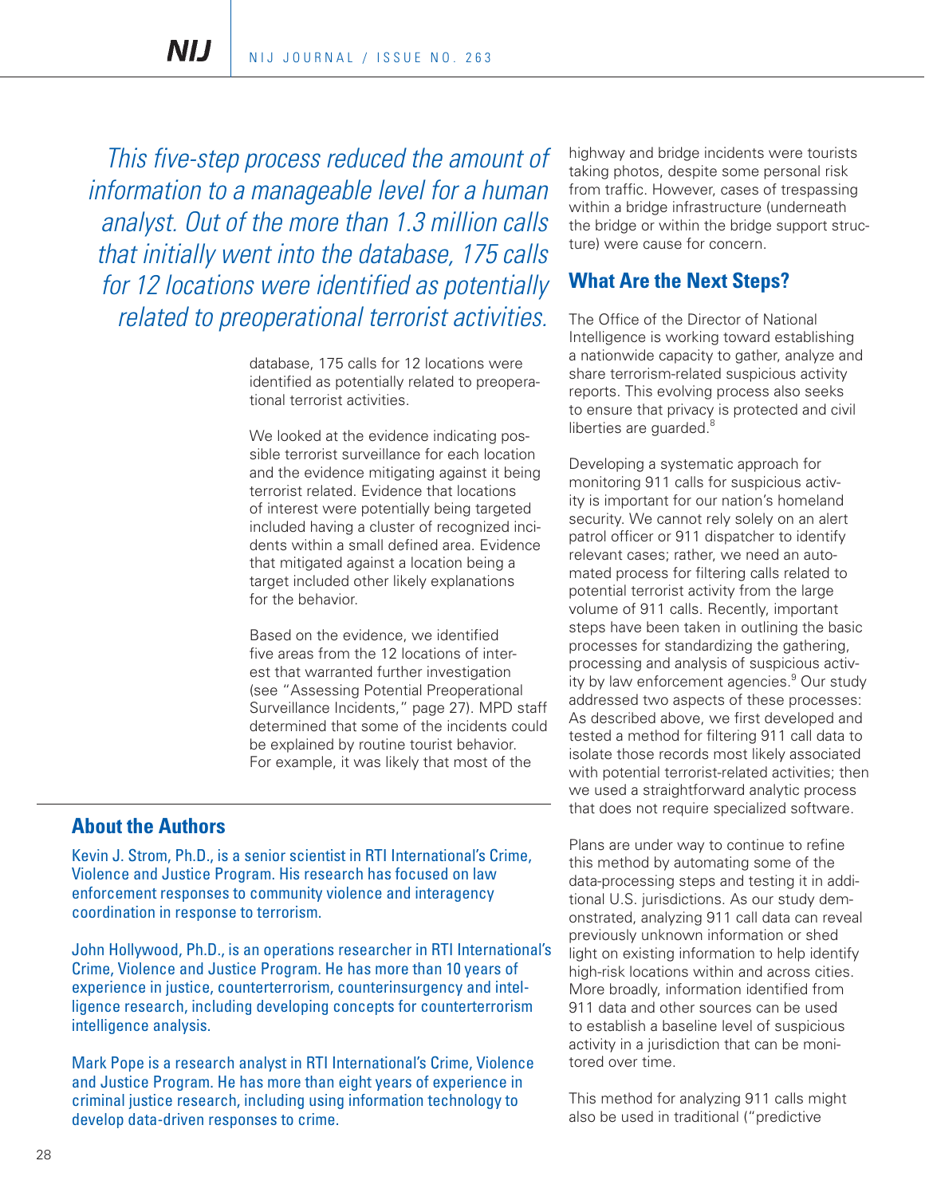*This five-step process reduced the amount of information to a manageable level for a human analyst. Out of the more than 1.3 million calls that initially went into the database, 175 calls for 12 locations were identified as potentially related to preoperational terrorist activities.*

database, 175 calls for 12 locations were identified as potentially related to preoperational terrorist activities.

We looked at the evidence indicating possible terrorist surveillance for each location and the evidence mitigating against it being terrorist related. Evidence that locations of interest were potentially being targeted included having a cluster of recognized incidents within a small defined area. Evidence that mitigated against a location being a target included other likely explanations for the behavior.

Based on the evidence, we identified five areas from the 12 locations of interest that warranted further investigation (see "Assessing Potential Preoperational Surveillance Incidents," page 27). MPD staff determined that some of the incidents could be explained by routine tourist behavior. For example, it was likely that most of the highway and bridge incidents were tourists taking photos, despite some personal risk from traffic. However, cases of trespassing within a bridge infrastructure (underneath the bridge or within the bridge support structure) were cause for concern.

## What Are the Next Steps?

The Office of the Director of National Intelligence is working toward establishing a nationwide capacity to gather, analyze and share terrorism-related suspicious activity reports. This evolving process also seeks to ensure that privacy is protected and civil liberties are guarded.[8]

Developing a systematic approach for monitoring 911 calls for suspicious activity is important for our nation's homeland security. We cannot rely solely on an alert patrol officer or 911 dispatcher to identify relevant cases; rather, we need an automated process for filtering calls related to potential terrorist activity from the large volume of 911 calls. Recently, important steps have been taken in outlining the basic processes for standardizing the gathering, processing and analysis of suspicious activity by law enforcement agencies.[9] Our study addressed two aspects of these processes: As described above, we first developed and tested a method for filtering 911 call data to isolate those records most likely associated with potential terrorist-related activities; then we used a straightforward analytic process that does not require specialized software.

Plans are under way to continue to refine this method by automating some of the data-processing steps and testing it in additional U.S. jurisdictions. As our study demonstrated, analyzing 911 call data can reveal previously unknown information or shed light on existing information to help identify high-risk locations within and across cities. More broadly, information identified from 911 data and other sources can be used to establish a baseline level of suspicious activity in a jurisdiction that can be monitored over time.

This method for analyzing 911 calls might also be used in traditional ("predictive

## About the Authors

Kevin J. Strom, Ph.D., is a senior scientist in RTI International's Crime, Violence and Justice Program. His research has focused on law enforcement responses to community violence and interagency coordination in response to terrorism.

John Hollywood, Ph.D., is an operations researcher in RTI International's Crime, Violence and Justice Program. He has more than 10 years of experience in justice, counterterrorism, counterinsurgency and intelligence research, including developing concepts for counterterrorism intelligence analysis.

Mark Pope is a research analyst in RTI International's Crime, Violence and Justice Program. He has more than eight years of experience in criminal justice research, including using information technology to develop data-driven responses to crime.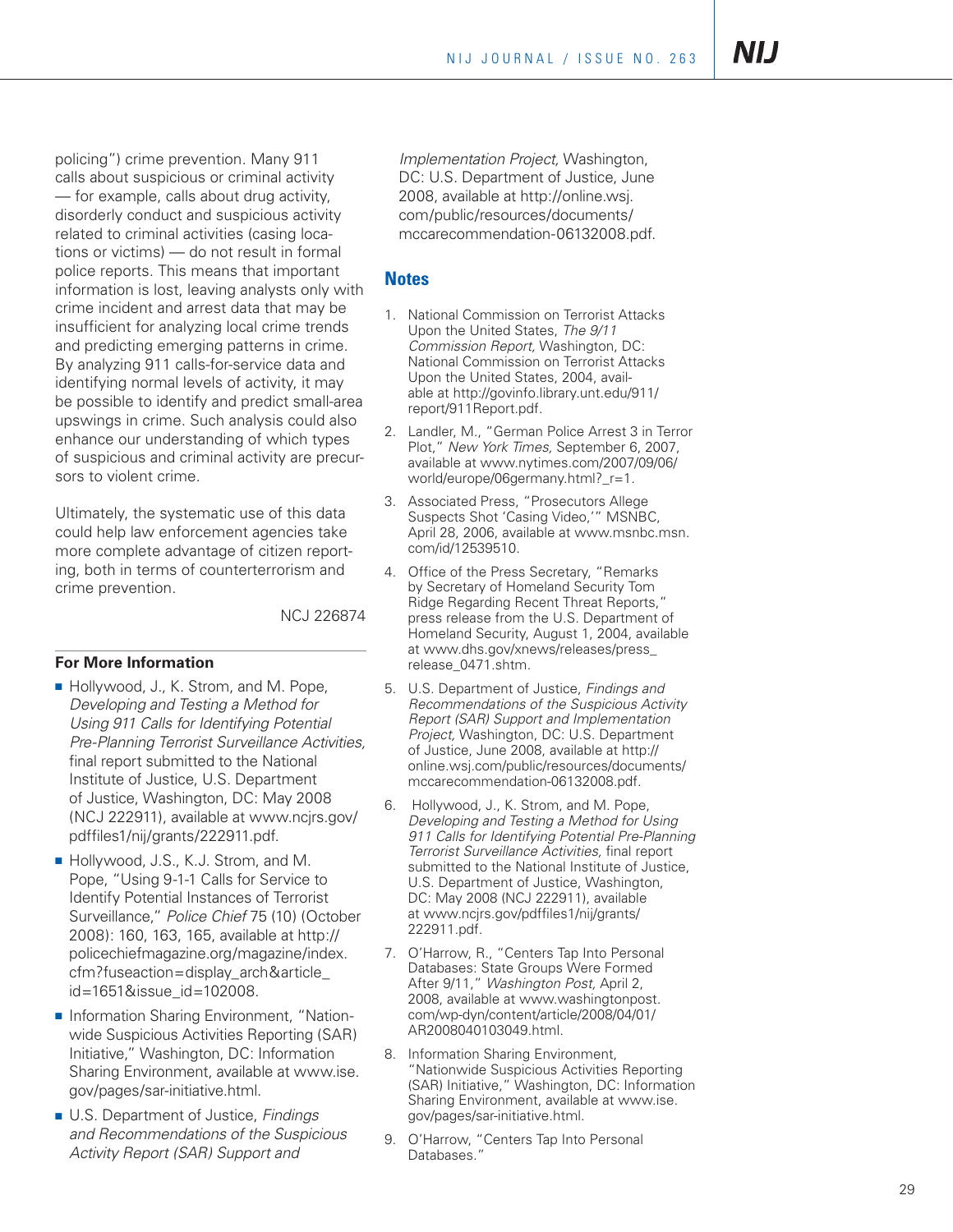policing") crime prevention. Many 911 calls about suspicious or criminal activity — for example, calls about drug activity, disorderly conduct and suspicious activity related to criminal activities (casing locations or victims) — do not result in formal police reports. This means that important information is lost, leaving analysts only with crime incident and arrest data that may be insufficient for analyzing local crime trends and predicting emerging patterns in crime. By analyzing 911 calls-for-service data and identifying normal levels of activity, it may be possible to identify and predict small-area upswings in crime. Such analysis could also enhance our understanding of which types of suspicious and criminal activity are precursors to violent crime.

Ultimately, the systematic use of this data could help law enforcement agencies take more complete advantage of citizen reporting, both in terms of counterterrorism and crime prevention.

NCJ 226874

### For More Information

- Hollywood, J., K. Strom, and M. Pope, *Developing and Testing a Method for Using 911 Calls for Identifying Potential Pre-Planning Terrorist Surveillance Activities,* final report submitted to the National Institute of Justice, U.S. Department of Justice, Washington, DC: May 2008 (NCJ 222911), available at www.ncjrs.gov/pdffiles1/nij/grants/222911.pdf.
- Hollywood, J.S., K.J. Strom, and M. Pope, "Using 9-1-1 Calls for Service to Identify Potential Instances of Terrorist Surveillance," *Police Chief* 75 (10) (October 2008): 160, 163, 165, available at http://policechiefmagazine.org/magazine/index.cfm?fuseaction=display_arch&article_id=1651&issue_id=102008.
- Information Sharing Environment, "Nationwide Suspicious Activities Reporting (SAR) Initiative," Washington, DC: Information Sharing Environment, available at www.ise.gov/pages/sar-initiative.html.
- U.S. Department of Justice, *Findings and Recommendations of the Suspicious Activity Report (SAR) Support and Implementation Project,* Washington, DC: U.S. Department of Justice, June 2008, available at http://online.wsj.com/public/resources/documents/mccarecommendation-06132008.pdf.

## Notes

1. National Commission on Terrorist Attacks Upon the United States, *The 9/11 Commission Report,* Washington, DC: National Commission on Terrorist Attacks Upon the United States, 2004, available at http://govinfo.library.unt.edu/911/report/911Report.pdf.
2. Landler, M., "German Police Arrest 3 in Terror Plot," *New York Times,* September 6, 2007, available at www.nytimes.com/2007/09/06/world/europe/06germany.html?_r=1.
3. Associated Press, "Prosecutors Allege Suspects Shot 'Casing Video,'" MSNBC, April 28, 2006, available at www.msnbc.msn.com/id/12539510.
4. Office of the Press Secretary, "Remarks by Secretary of Homeland Security Tom Ridge Regarding Recent Threat Reports," press release from the U.S. Department of Homeland Security, August 1, 2004, available at www.dhs.gov/xnews/releases/press_release_0471.shtm.
5. U.S. Department of Justice, *Findings and Recommendations of the Suspicious Activity Report (SAR) Support and Implementation Project,* Washington, DC: U.S. Department of Justice, June 2008, available at http://online.wsj.com/public/resources/documents/mccarecommendation-06132008.pdf.
6. Hollywood, J., K. Strom, and M. Pope, *Developing and Testing a Method for Using 911 Calls for Identifying Potential Pre-Planning Terrorist Surveillance Activities,* final report submitted to the National Institute of Justice, U.S. Department of Justice, Washington, DC: May 2008 (NCJ 222911), available at www.ncjrs.gov/pdffiles1/nij/grants/222911.pdf.
7. O'Harrow, R., "Centers Tap Into Personal Databases: State Groups Were Formed After 9/11," *Washington Post,* April 2, 2008, available at www.washingtonpost.com/wp-dyn/content/article/2008/04/01/AR2008040103049.html.
8. Information Sharing Environment, "Nationwide Suspicious Activities Reporting (SAR) Initiative," Washington, DC: Information Sharing Environment, available at www.ise.gov/pages/sar-initiative.html.
9. O'Harrow, "Centers Tap Into Personal Databases."